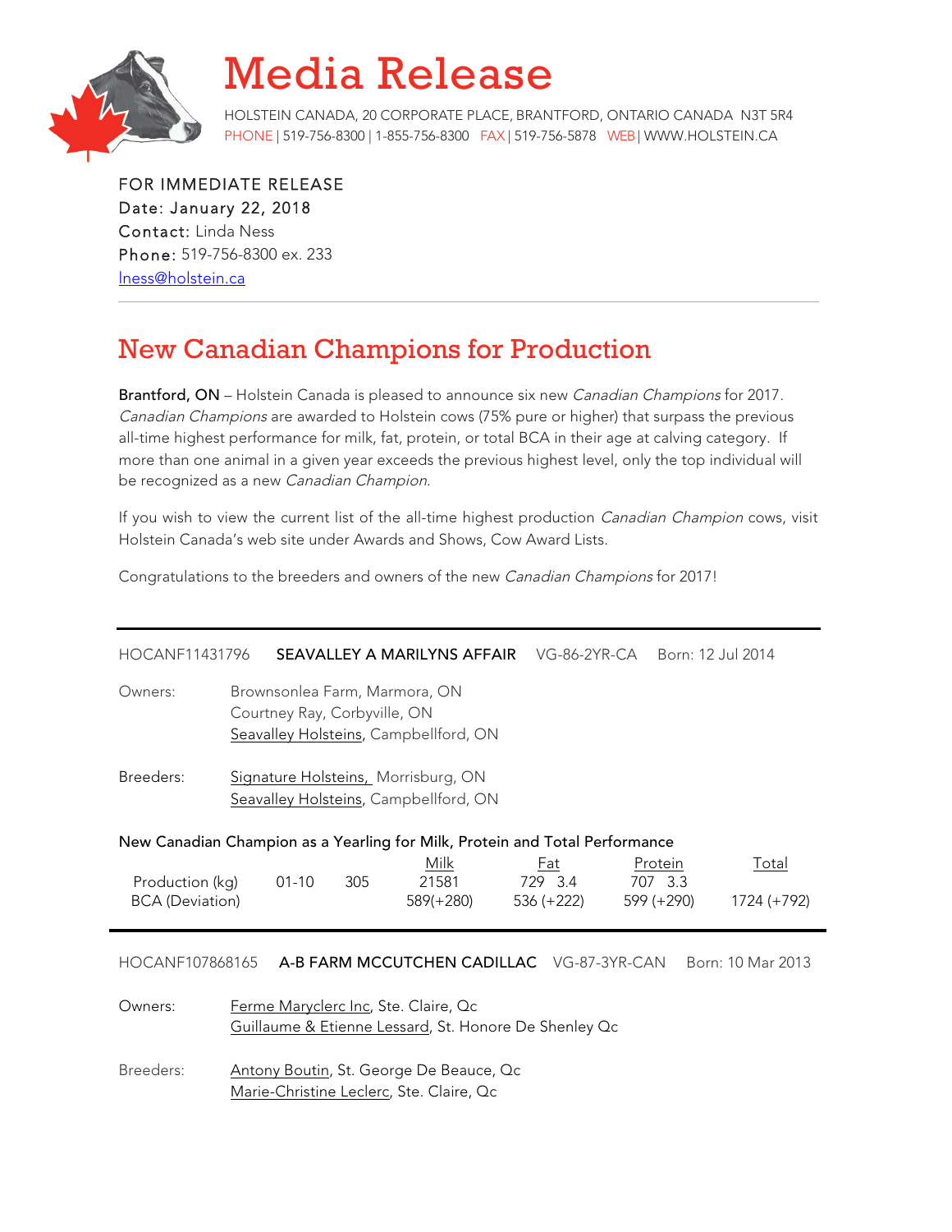# Media Release

HOLSTEIN CANADA, 20 CORPORATE PLACE, BRANTFORD, ONTARIO CANADA N3T 5R4
PHONE | 519-756-8300 | 1-855-756-8300 FAX | 519-756-5878 WEB | WWW.HOLSTEIN.CA

FOR IMMEDIATE RELEASE
Date: January 22, 2018
Contact: Linda Ness
Phone: 519-756-8300 ex. 233
lness@holstein.ca

---

## New Canadian Champions for Production

**Brantford, ON** – Holstein Canada is pleased to announce six new *Canadian Champions* for 2017. *Canadian Champions* are awarded to Holstein cows (75% pure or higher) that surpass the previous all-time highest performance for milk, fat, protein, or total BCA in their age at calving category. If more than one animal in a given year exceeds the previous highest level, only the top individual will be recognized as a new *Canadian Champion*.

If you wish to view the current list of the all-time highest production *Canadian Champion* cows, visit Holstein Canada's web site under Awards and Shows, Cow Award Lists.

Congratulations to the breeders and owners of the new *Canadian Champions* for 2017!

---

HOCANF11431796 **SEAVALLEY A MARILYNS AFFAIR** VG-86-2YR-CA Born: 12 Jul 2014

Owners: Brownsonlea Farm, Marmora, ON
Courtney Ray, Corbyville, ON
Seavalley Holsteins, Campbellford, ON

Breeders: Signature Holsteins, Morrisburg, ON
Seavalley Holsteins, Campbellford, ON

**New Canadian Champion as a Yearling for Milk, Protein and Total Performance**

| | | | Milk | Fat | Protein | Total |
|---|---|---|---|---|---|---|
| Production (kg) | 01-10 | 305 | 21581 | 729 3.4 | 707 3.3 | |
| BCA (Deviation) | | | 589(+280) | 536 (+222) | 599 (+290) | 1724 (+792) |

---

HOCANF107868165 **A-B FARM MCCUTCHEN CADILLAC** VG-87-3YR-CAN Born: 10 Mar 2013

Owners: Ferme Maryclerc Inc, Ste. Claire, Qc
Guillaume & Etienne Lessard, St. Honore De Shenley Qc

Breeders: Antony Boutin, St. George De Beauce, Qc
Marie-Christine Leclerc, Ste. Claire, Qc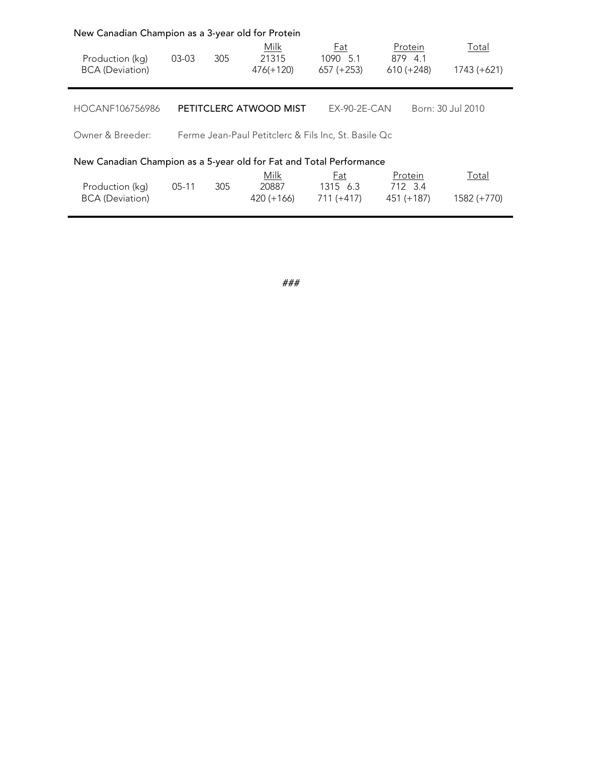New Canadian Champion as a 3-year old for Protein

| | | | Milk | Fat | Protein | Total |
|---|---|---|---|---|---|---|
| Production (kg) | 03-03 | 305 | 21315 | 1090 5.1 | 879 4.1 | |
| BCA (Deviation) | | | 476(+120) | 657 (+253) | 610 (+248) | 1743 (+621) |

---

HOCANF106756986 **PETITCLERC ATWOOD MIST** EX-90-2E-CAN Born: 30 Jul 2010

Owner & Breeder: Ferme Jean-Paul Petitclerc & Fils Inc, St. Basile Qc

New Canadian Champion as a 5-year old for Fat and Total Performance

| | | | Milk | Fat | Protein | Total |
|---|---|---|---|---|---|---|
| Production (kg) | 05-11 | 305 | 20887 | 1315 6.3 | 712 3.4 | |
| BCA (Deviation) | | | 420 (+166) | 711 (+417) | 451 (+187) | 1582 (+770) |

###